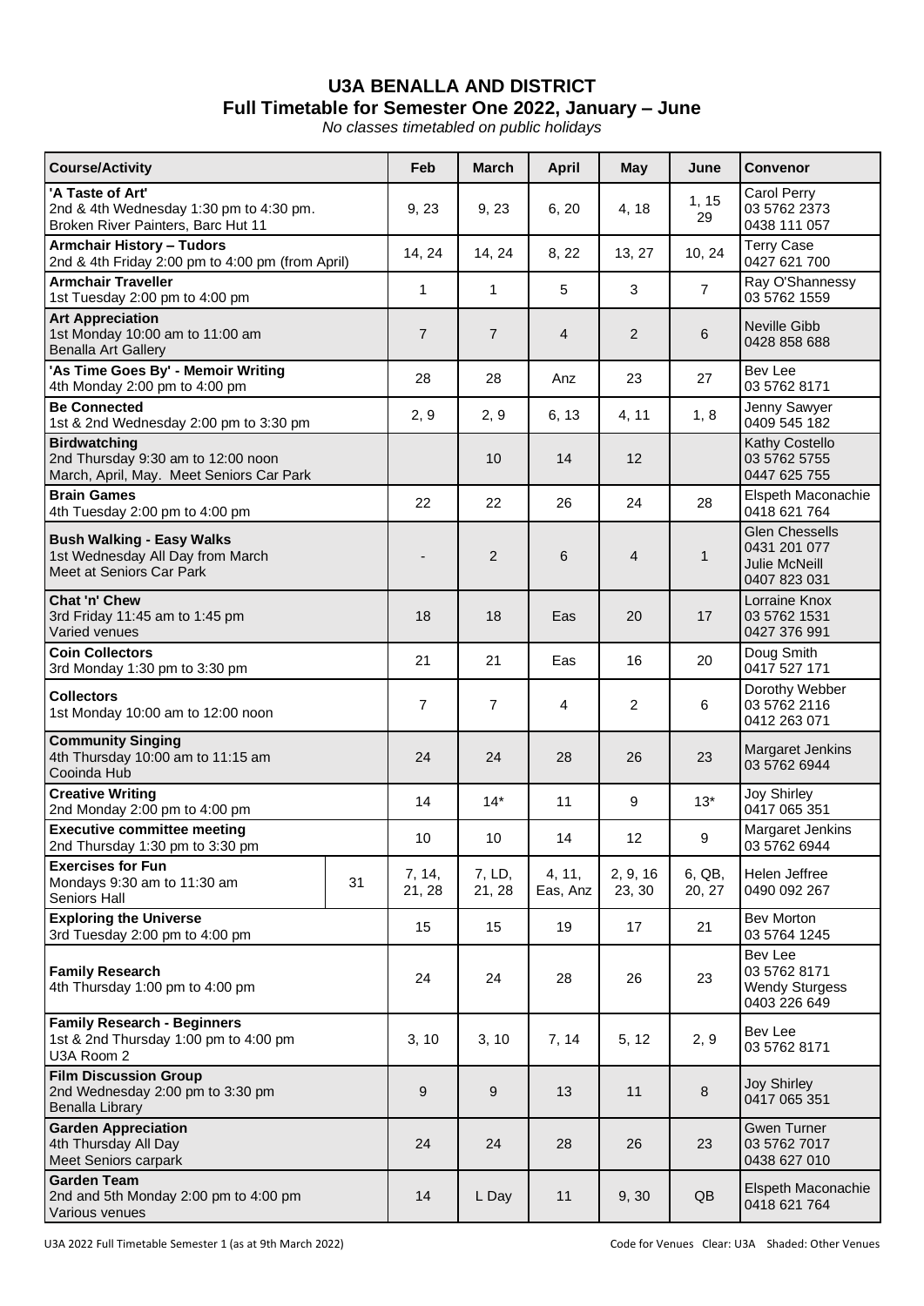# U3A BENALLA AND DISTRICT

## Full Timetable for Semester One 2022, January – June

*No classes timetabled on public holidays*

| Course/Activity | | Feb | March | April | May | June | Convenor |
|---|---|---|---|---|---|---|---|
| **'A Taste of Art'** 2nd & 4th Wednesday 1:30 pm to 4:30 pm. Broken River Painters, Barc Hut 11 | | 9, 23 | 9, 23 | 6, 20 | 4, 18 | 1, 15 29 | Carol Perry 03 5762 2373 0438 111 057 |
| **Armchair History – Tudors** 2nd & 4th Friday 2:00 pm to 4:00 pm (from April) | | 14, 24 | 14, 24 | 8, 22 | 13, 27 | 10, 24 | Terry Case 0427 621 700 |
| **Armchair Traveller** 1st Tuesday 2:00 pm to 4:00 pm | | 1 | 1 | 5 | 3 | 7 | Ray O'Shannessy 03 5762 1559 |
| **Art Appreciation** 1st Monday 10:00 am to 11:00 am Benalla Art Gallery | | 7 | 7 | 4 | 2 | 6 | Neville Gibb 0428 858 688 |
| **'As Time Goes By' - Memoir Writing** 4th Monday 2:00 pm to 4:00 pm | | 28 | 28 | Anz | 23 | 27 | Bev Lee 03 5762 8171 |
| **Be Connected** 1st & 2nd Wednesday 2:00 pm to 3:30 pm | | 2, 9 | 2, 9 | 6, 13 | 4, 11 | 1, 8 | Jenny Sawyer 0409 545 182 |
| **Birdwatching** 2nd Thursday 9:30 am to 12:00 noon March, April, May. Meet Seniors Car Park | | | 10 | 14 | 12 | | Kathy Costello 03 5762 5755 0447 625 755 |
| **Brain Games** 4th Tuesday 2:00 pm to 4:00 pm | | 22 | 22 | 26 | 24 | 28 | Elspeth Maconachie 0418 621 764 |
| **Bush Walking - Easy Walks** 1st Wednesday All Day from March Meet at Seniors Car Park | | - | 2 | 6 | 4 | 1 | Glen Chessells 0431 201 077 Julie McNeill 0407 823 031 |
| **Chat 'n' Chew** 3rd Friday 11:45 am to 1:45 pm Varied venues | | 18 | 18 | Eas | 20 | 17 | Lorraine Knox 03 5762 1531 0427 376 991 |
| **Coin Collectors** 3rd Monday 1:30 pm to 3:30 pm | | 21 | 21 | Eas | 16 | 20 | Doug Smith 0417 527 171 |
| **Collectors** 1st Monday 10:00 am to 12:00 noon | | 7 | 7 | 4 | 2 | 6 | Dorothy Webber 03 5762 2116 0412 263 071 |
| **Community Singing** 4th Thursday 10:00 am to 11:15 am Cooinda Hub | | 24 | 24 | 28 | 26 | 23 | Margaret Jenkins 03 5762 6944 |
| **Creative Writing** 2nd Monday 2:00 pm to 4:00 pm | | 14 | 14* | 11 | 9 | 13* | Joy Shirley 0417 065 351 |
| **Executive committee meeting** 2nd Thursday 1:30 pm to 3:30 pm | | 10 | 10 | 14 | 12 | 9 | Margaret Jenkins 03 5762 6944 |
| **Exercises for Fun** Mondays 9:30 am to 11:30 am Seniors Hall | 31 | 7, 14, 21, 28 | 7, LD, 21, 28 | 4, 11, Eas, Anz | 2, 9, 16 23, 30 | 6, QB, 20, 27 | Helen Jeffree 0490 092 267 |
| **Exploring the Universe** 3rd Tuesday 2:00 pm to 4:00 pm | | 15 | 15 | 19 | 17 | 21 | Bev Morton 03 5764 1245 |
| **Family Research** 4th Thursday 1:00 pm to 4:00 pm | | 24 | 24 | 28 | 26 | 23 | Bev Lee 03 5762 8171 Wendy Sturgess 0403 226 649 |
| **Family Research - Beginners** 1st & 2nd Thursday 1:00 pm to 4:00 pm U3A Room 2 | | 3, 10 | 3, 10 | 7, 14 | 5, 12 | 2, 9 | Bev Lee 03 5762 8171 |
| **Film Discussion Group** 2nd Wednesday 2:00 pm to 3:30 pm Benalla Library | | 9 | 9 | 13 | 11 | 8 | Joy Shirley 0417 065 351 |
| **Garden Appreciation** 4th Thursday All Day Meet Seniors carpark | | 24 | 24 | 28 | 26 | 23 | Gwen Turner 03 5762 7017 0438 627 010 |
| **Garden Team** 2nd and 5th Monday 2:00 pm to 4:00 pm Various venues | | 14 | L Day | 11 | 9, 30 | QB | Elspeth Maconachie 0418 621 764 |

U3A 2022 Full Timetable Semester 1 (as at 9th March 2022) — Code for Venues Clear: U3A Shaded: Other Venues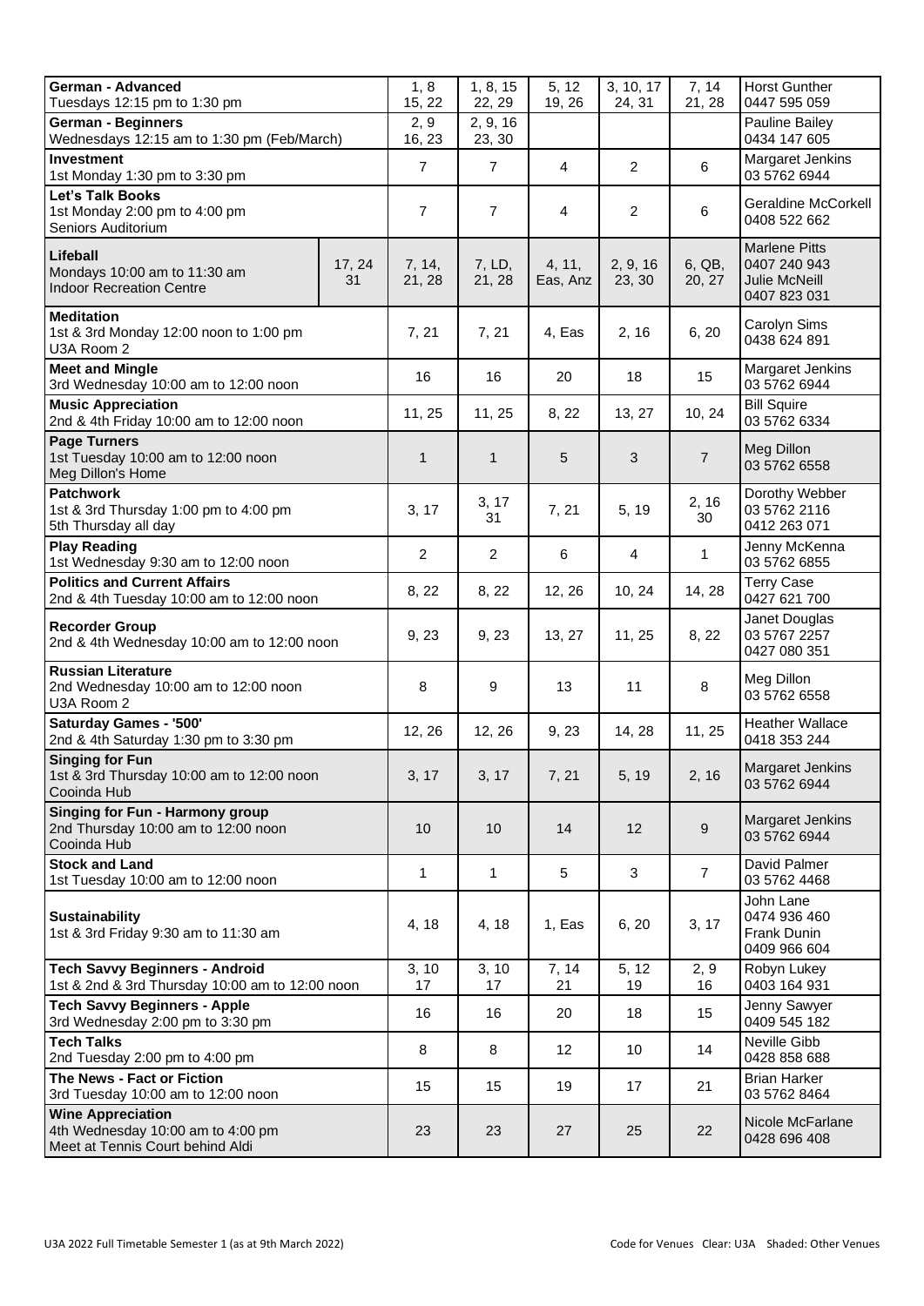| | | | | | | | |
|---|---|---|---|---|---|---|---|
| **German - Advanced**<br>Tuesdays 12:15 pm to 1:30 pm | | 1, 8<br>15, 22 | 1, 8, 15<br>22, 29 | 5, 12<br>19, 26 | 3, 10, 17<br>24, 31 | 7, 14<br>21, 28 | Horst Gunther<br>0447 595 059 |
| **German - Beginners**<br>Wednesdays 12:15 am to 1:30 pm (Feb/March) | | 2, 9<br>16, 23 | 2, 9, 16<br>23, 30 | | | | Pauline Bailey<br>0434 147 605 |
| **Investment**<br>1st Monday 1:30 pm to 3:30 pm | | 7 | 7 | 4 | 2 | 6 | Margaret Jenkins<br>03 5762 6944 |
| **Let's Talk Books**<br>1st Monday 2:00 pm to 4:00 pm<br>Seniors Auditorium | | 7 | 7 | 4 | 2 | 6 | Geraldine McCorkell<br>0408 522 662 |
| **Lifeball**<br>Mondays 10:00 am to 11:30 am<br>Indoor Recreation Centre | 17, 24<br>31 | 7, 14,<br>21, 28 | 7, LD,<br>21, 28 | 4, 11,<br>Eas, Anz | 2, 9, 16<br>23, 30 | 6, QB,<br>20, 27 | Marlene Pitts<br>0407 240 943<br>Julie McNeill<br>0407 823 031 |
| **Meditation**<br>1st & 3rd Monday 12:00 noon to 1:00 pm<br>U3A Room 2 | | 7, 21 | 7, 21 | 4, Eas | 2, 16 | 6, 20 | Carolyn Sims<br>0438 624 891 |
| **Meet and Mingle**<br>3rd Wednesday 10:00 am to 12:00 noon | | 16 | 16 | 20 | 18 | 15 | Margaret Jenkins<br>03 5762 6944 |
| **Music Appreciation**<br>2nd & 4th Friday 10:00 am to 12:00 noon | | 11, 25 | 11, 25 | 8, 22 | 13, 27 | 10, 24 | Bill Squire<br>03 5762 6334 |
| **Page Turners**<br>1st Tuesday 10:00 am to 12:00 noon<br>Meg Dillon's Home | | 1 | 1 | 5 | 3 | 7 | Meg Dillon<br>03 5762 6558 |
| **Patchwork**<br>1st & 3rd Thursday 1:00 pm to 4:00 pm<br>5th Thursday all day | | 3, 17 | 3, 17<br>31 | 7, 21 | 5, 19 | 2, 16<br>30 | Dorothy Webber<br>03 5762 2116<br>0412 263 071 |
| **Play Reading**<br>1st Wednesday 9:30 am to 12:00 noon | | 2 | 2 | 6 | 4 | 1 | Jenny McKenna<br>03 5762 6855 |
| **Politics and Current Affairs**<br>2nd & 4th Tuesday 10:00 am to 12:00 noon | | 8, 22 | 8, 22 | 12, 26 | 10, 24 | 14, 28 | Terry Case<br>0427 621 700 |
| **Recorder Group**<br>2nd & 4th Wednesday 10:00 am to 12:00 noon | | 9, 23 | 9, 23 | 13, 27 | 11, 25 | 8, 22 | Janet Douglas<br>03 5767 2257<br>0427 080 351 |
| **Russian Literature**<br>2nd Wednesday 10:00 am to 12:00 noon<br>U3A Room 2 | | 8 | 9 | 13 | 11 | 8 | Meg Dillon<br>03 5762 6558 |
| **Saturday Games - '500'**<br>2nd & 4th Saturday 1:30 pm to 3:30 pm | | 12, 26 | 12, 26 | 9, 23 | 14, 28 | 11, 25 | Heather Wallace<br>0418 353 244 |
| **Singing for Fun**<br>1st & 3rd Thursday 10:00 am to 12:00 noon<br>Cooinda Hub | | 3, 17 | 3, 17 | 7, 21 | 5, 19 | 2, 16 | Margaret Jenkins<br>03 5762 6944 |
| **Singing for Fun - Harmony group**<br>2nd Thursday 10:00 am to 12:00 noon<br>Cooinda Hub | | 10 | 10 | 14 | 12 | 9 | Margaret Jenkins<br>03 5762 6944 |
| **Stock and Land**<br>1st Tuesday 10:00 am to 12:00 noon | | 1 | 1 | 5 | 3 | 7 | David Palmer<br>03 5762 4468 |
| **Sustainability**<br>1st & 3rd Friday 9:30 am to 11:30 am | | 4, 18 | 4, 18 | 1, Eas | 6, 20 | 3, 17 | John Lane<br>0474 936 460<br>Frank Dunin<br>0409 966 604 |
| **Tech Savvy Beginners - Android**<br>1st & 2nd & 3rd Thursday 10:00 am to 12:00 noon | | 3, 10<br>17 | 3, 10<br>17 | 7, 14<br>21 | 5, 12<br>19 | 2, 9<br>16 | Robyn Lukey<br>0403 164 931 |
| **Tech Savvy Beginners - Apple**<br>3rd Wednesday 2:00 pm to 3:30 pm | | 16 | 16 | 20 | 18 | 15 | Jenny Sawyer<br>0409 545 182 |
| **Tech Talks**<br>2nd Tuesday 2:00 pm to 4:00 pm | | 8 | 8 | 12 | 10 | 14 | Neville Gibb<br>0428 858 688 |
| **The News - Fact or Fiction**<br>3rd Tuesday 10:00 am to 12:00 noon | | 15 | 15 | 19 | 17 | 21 | Brian Harker<br>03 5762 8464 |
| **Wine Appreciation**<br>4th Wednesday 10:00 am to 4:00 pm<br>Meet at Tennis Court behind Aldi | | 23 | 23 | 27 | 25 | 22 | Nicole McFarlane<br>0428 696 408 |

U3A 2022 Full Timetable Semester 1 (as at 9th March 2022)

Code for Venues Clear: U3A Shaded: Other Venues